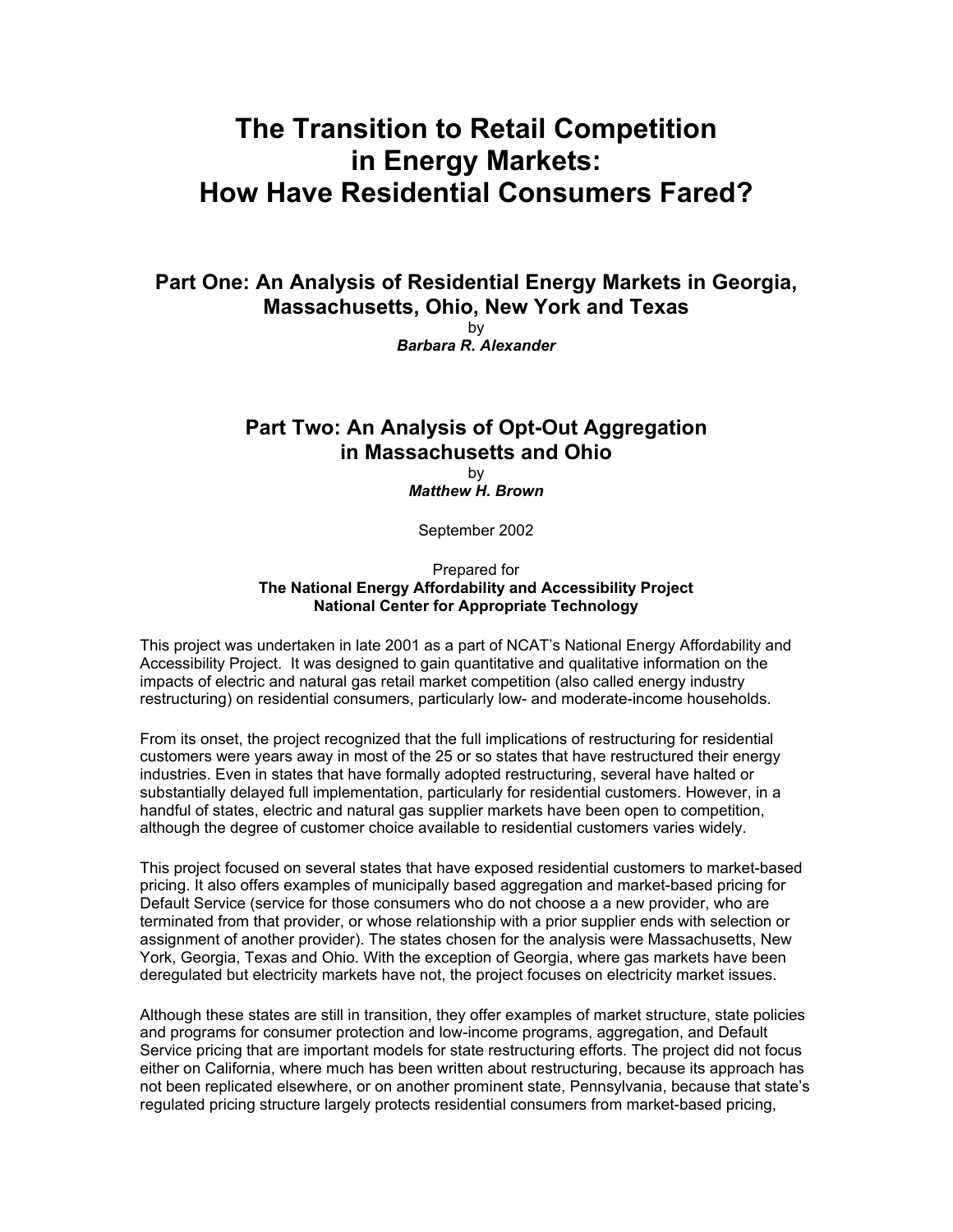# The Transition to Retail Competition in Energy Markets: How Have Residential Consumers Fared?

## Part One: An Analysis of Residential Energy Markets in Georgia, Massachusetts, Ohio, New York and Texas

by

***Barbara R. Alexander***

## Part Two: An Analysis of Opt-Out Aggregation in Massachusetts and Ohio

by

***Matthew H. Brown***

September 2002

Prepared for

**The National Energy Affordability and Accessibility Project**
**National Center for Appropriate Technology**

This project was undertaken in late 2001 as a part of NCAT's National Energy Affordability and Accessibility Project. It was designed to gain quantitative and qualitative information on the impacts of electric and natural gas retail market competition (also called energy industry restructuring) on residential consumers, particularly low- and moderate-income households.

From its onset, the project recognized that the full implications of restructuring for residential customers were years away in most of the 25 or so states that have restructured their energy industries. Even in states that have formally adopted restructuring, several have halted or substantially delayed full implementation, particularly for residential customers. However, in a handful of states, electric and natural gas supplier markets have been open to competition, although the degree of customer choice available to residential customers varies widely.

This project focused on several states that have exposed residential customers to market-based pricing. It also offers examples of municipally based aggregation and market-based pricing for Default Service (service for those consumers who do not choose a a new provider, who are terminated from that provider, or whose relationship with a prior supplier ends with selection or assignment of another provider). The states chosen for the analysis were Massachusetts, New York, Georgia, Texas and Ohio. With the exception of Georgia, where gas markets have been deregulated but electricity markets have not, the project focuses on electricity market issues.

Although these states are still in transition, they offer examples of market structure, state policies and programs for consumer protection and low-income programs, aggregation, and Default Service pricing that are important models for state restructuring efforts. The project did not focus either on California, where much has been written about restructuring, because its approach has not been replicated elsewhere, or on another prominent state, Pennsylvania, because that state's regulated pricing structure largely protects residential consumers from market-based pricing,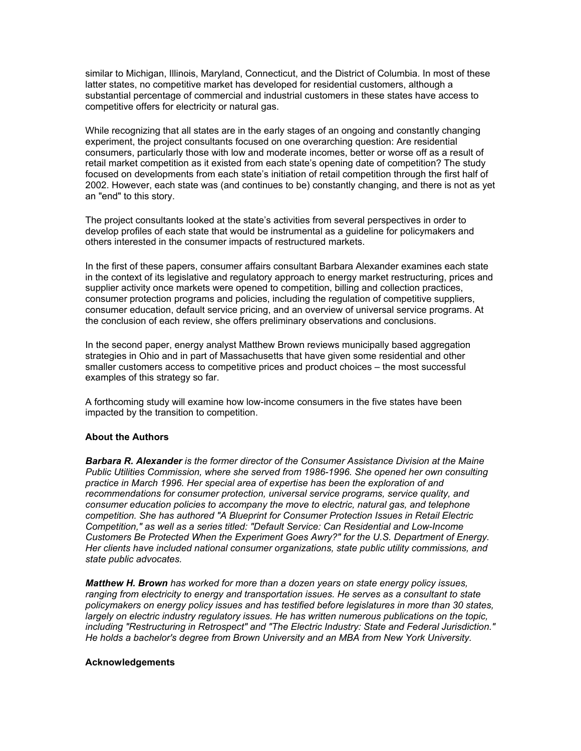similar to Michigan, Illinois, Maryland, Connecticut, and the District of Columbia. In most of these latter states, no competitive market has developed for residential customers, although a substantial percentage of commercial and industrial customers in these states have access to competitive offers for electricity or natural gas.

While recognizing that all states are in the early stages of an ongoing and constantly changing experiment, the project consultants focused on one overarching question: Are residential consumers, particularly those with low and moderate incomes, better or worse off as a result of retail market competition as it existed from each state's opening date of competition? The study focused on developments from each state's initiation of retail competition through the first half of 2002. However, each state was (and continues to be) constantly changing, and there is not as yet an "end" to this story.

The project consultants looked at the state's activities from several perspectives in order to develop profiles of each state that would be instrumental as a guideline for policymakers and others interested in the consumer impacts of restructured markets.

In the first of these papers, consumer affairs consultant Barbara Alexander examines each state in the context of its legislative and regulatory approach to energy market restructuring, prices and supplier activity once markets were opened to competition, billing and collection practices, consumer protection programs and policies, including the regulation of competitive suppliers, consumer education, default service pricing, and an overview of universal service programs. At the conclusion of each review, she offers preliminary observations and conclusions.

In the second paper, energy analyst Matthew Brown reviews municipally based aggregation strategies in Ohio and in part of Massachusetts that have given some residential and other smaller customers access to competitive prices and product choices – the most successful examples of this strategy so far.

A forthcoming study will examine how low-income consumers in the five states have been impacted by the transition to competition.

**About the Authors**

***Barbara R. Alexander*** *is the former director of the Consumer Assistance Division at the Maine Public Utilities Commission, where she served from 1986-1996. She opened her own consulting practice in March 1996. Her special area of expertise has been the exploration of and recommendations for consumer protection, universal service programs, service quality, and consumer education policies to accompany the move to electric, natural gas, and telephone competition. She has authored "A Blueprint for Consumer Protection Issues in Retail Electric Competition," as well as a series titled: "Default Service: Can Residential and Low-Income Customers Be Protected When the Experiment Goes Awry?" for the U.S. Department of Energy. Her clients have included national consumer organizations, state public utility commissions, and state public advocates.*

***Matthew H. Brown*** *has worked for more than a dozen years on state energy policy issues, ranging from electricity to energy and transportation issues. He serves as a consultant to state policymakers on energy policy issues and has testified before legislatures in more than 30 states, largely on electric industry regulatory issues. He has written numerous publications on the topic, including "Restructuring in Retrospect" and "The Electric Industry: State and Federal Jurisdiction." He holds a bachelor's degree from Brown University and an MBA from New York University.*

**Acknowledgements**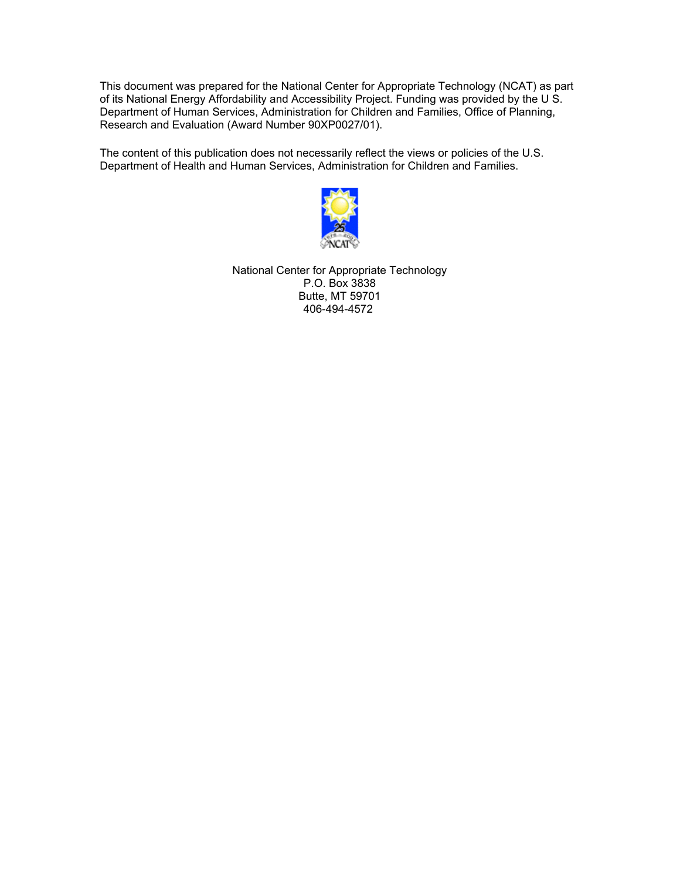This document was prepared for the National Center for Appropriate Technology (NCAT) as part of its National Energy Affordability and Accessibility Project. Funding was provided by the U S. Department of Human Services, Administration for Children and Families, Office of Planning, Research and Evaluation (Award Number 90XP0027/01).

The content of this publication does not necessarily reflect the views or policies of the U.S. Department of Health and Human Services, Administration for Children and Families.

National Center for Appropriate Technology
P.O. Box 3838
Butte, MT 59701
406-494-4572